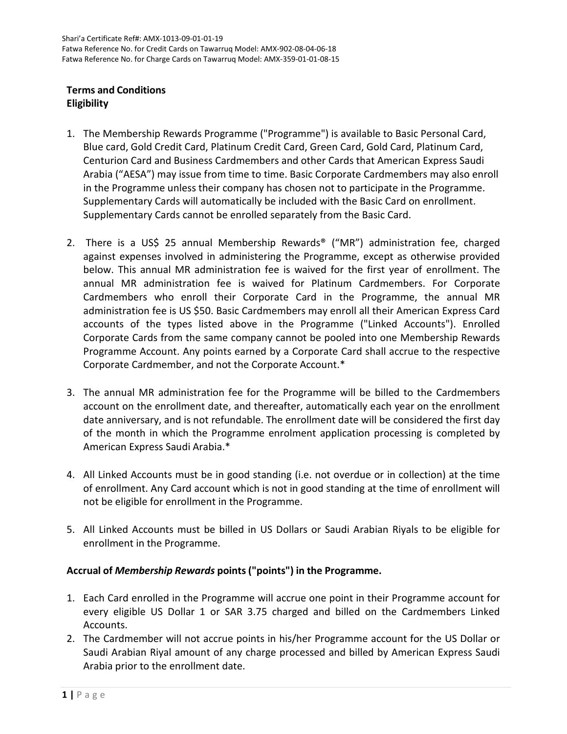Shari'a Certificate Ref#: AMX-1013-09-01-01-19
Fatwa Reference No. for Credit Cards on Tawarruq Model: AMX-902-08-04-06-18
Fatwa Reference No. for Charge Cards on Tawarruq Model: AMX-359-01-01-08-15

## Terms and Conditions

### Eligibility

1. The Membership Rewards Programme ("Programme") is available to Basic Personal Card, Blue card, Gold Credit Card, Platinum Credit Card, Green Card, Gold Card, Platinum Card, Centurion Card and Business Cardmembers and other Cards that American Express Saudi Arabia ("AESA") may issue from time to time. Basic Corporate Cardmembers may also enroll in the Programme unless their company has chosen not to participate in the Programme. Supplementary Cards will automatically be included with the Basic Card on enrollment. Supplementary Cards cannot be enrolled separately from the Basic Card.

2. There is a US$ 25 annual Membership Rewards® ("MR") administration fee, charged against expenses involved in administering the Programme, except as otherwise provided below. This annual MR administration fee is waived for the first year of enrollment. The annual MR administration fee is waived for Platinum Cardmembers. For Corporate Cardmembers who enroll their Corporate Card in the Programme, the annual MR administration fee is US $50. Basic Cardmembers may enroll all their American Express Card accounts of the types listed above in the Programme ("Linked Accounts"). Enrolled Corporate Cards from the same company cannot be pooled into one Membership Rewards Programme Account. Any points earned by a Corporate Card shall accrue to the respective Corporate Cardmember, and not the Corporate Account.*

3. The annual MR administration fee for the Programme will be billed to the Cardmembers account on the enrollment date, and thereafter, automatically each year on the enrollment date anniversary, and is not refundable. The enrollment date will be considered the first day of the month in which the Programme enrolment application processing is completed by American Express Saudi Arabia.*

4. All Linked Accounts must be in good standing (i.e. not overdue or in collection) at the time of enrollment. Any Card account which is not in good standing at the time of enrollment will not be eligible for enrollment in the Programme.

5. All Linked Accounts must be billed in US Dollars or Saudi Arabian Riyals to be eligible for enrollment in the Programme.

### Accrual of *Membership Rewards* points ("points") in the Programme.

1. Each Card enrolled in the Programme will accrue one point in their Programme account for every eligible US Dollar 1 or SAR 3.75 charged and billed on the Cardmembers Linked Accounts.
2. The Cardmember will not accrue points in his/her Programme account for the US Dollar or Saudi Arabian Riyal amount of any charge processed and billed by American Express Saudi Arabia prior to the enrollment date.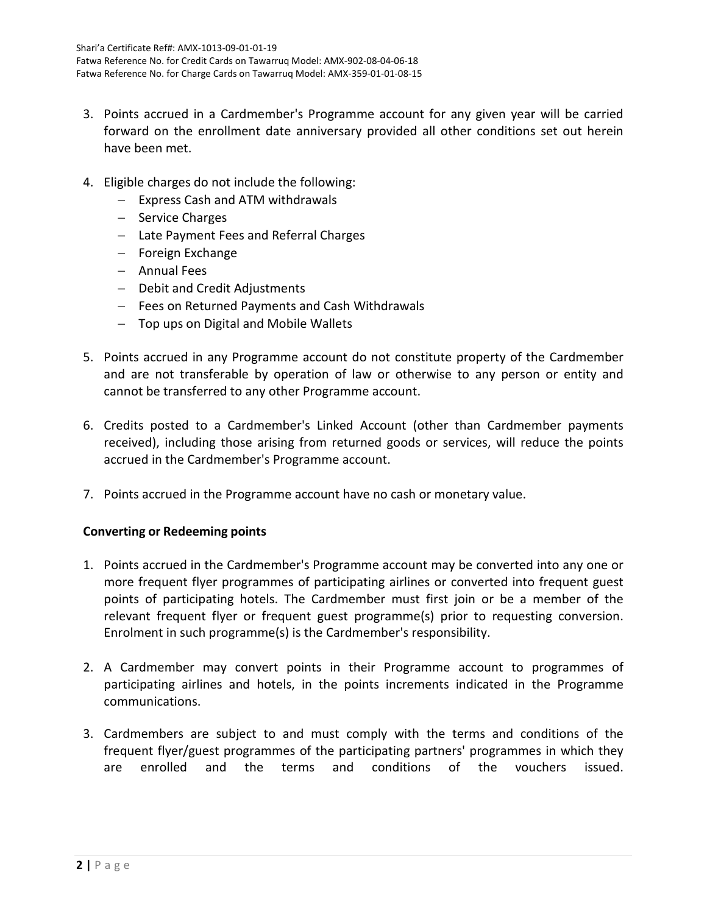3. Points accrued in a Cardmember's Programme account for any given year will be carried forward on the enrollment date anniversary provided all other conditions set out herein have been met.

4. Eligible charges do not include the following:
   - Express Cash and ATM withdrawals
   - Service Charges
   - Late Payment Fees and Referral Charges
   - Foreign Exchange
   - Annual Fees
   - Debit and Credit Adjustments
   - Fees on Returned Payments and Cash Withdrawals
   - Top ups on Digital and Mobile Wallets

5. Points accrued in any Programme account do not constitute property of the Cardmember and are not transferable by operation of law or otherwise to any person or entity and cannot be transferred to any other Programme account.

6. Credits posted to a Cardmember's Linked Account (other than Cardmember payments received), including those arising from returned goods or services, will reduce the points accrued in the Cardmember's Programme account.

7. Points accrued in the Programme account have no cash or monetary value.

**Converting or Redeeming points**

1. Points accrued in the Cardmember's Programme account may be converted into any one or more frequent flyer programmes of participating airlines or converted into frequent guest points of participating hotels. The Cardmember must first join or be a member of the relevant frequent flyer or frequent guest programme(s) prior to requesting conversion. Enrolment in such programme(s) is the Cardmember's responsibility.

2. A Cardmember may convert points in their Programme account to programmes of participating airlines and hotels, in the points increments indicated in the Programme communications.

3. Cardmembers are subject to and must comply with the terms and conditions of the frequent flyer/guest programmes of the participating partners' programmes in which they are enrolled and the terms and conditions of the vouchers issued.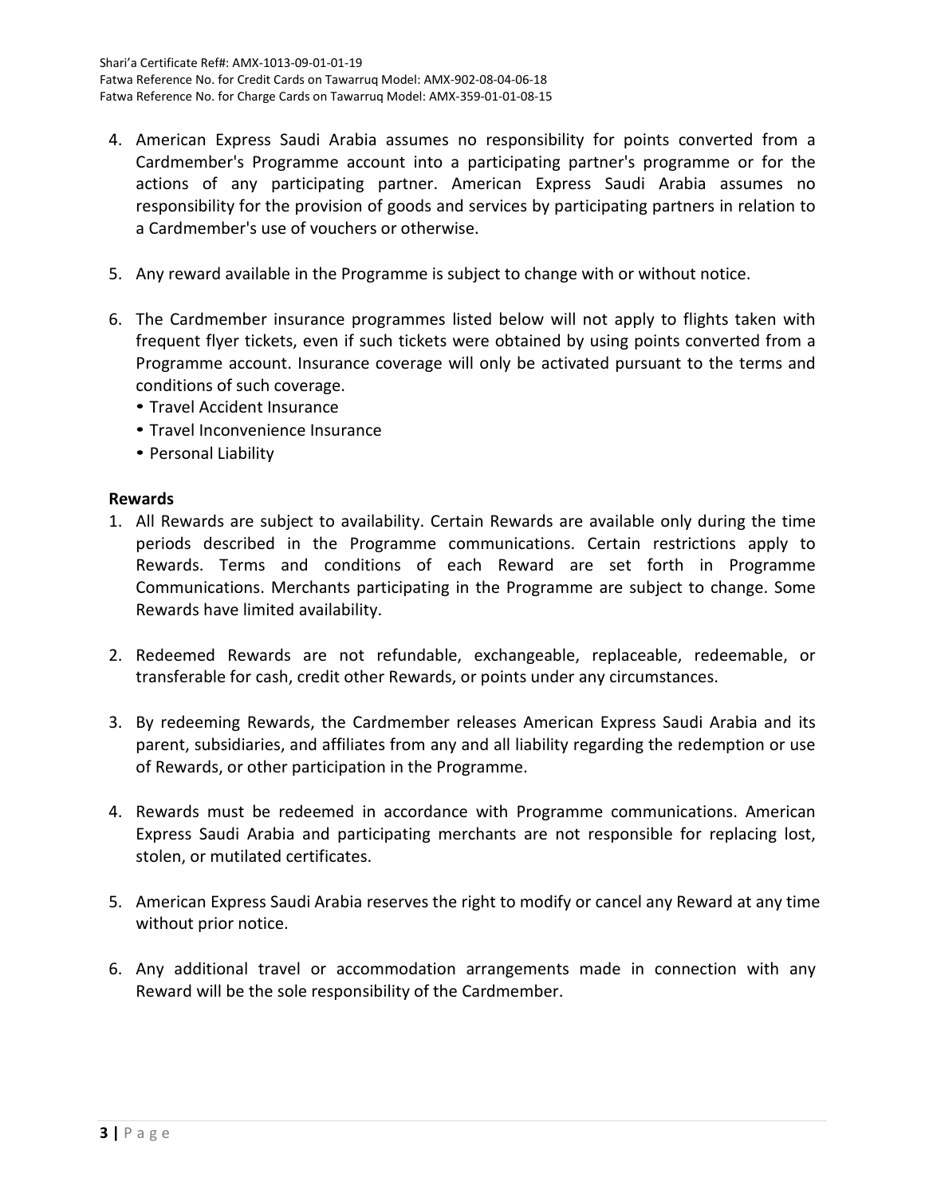4. American Express Saudi Arabia assumes no responsibility for points converted from a Cardmember's Programme account into a participating partner's programme or for the actions of any participating partner. American Express Saudi Arabia assumes no responsibility for the provision of goods and services by participating partners in relation to a Cardmember's use of vouchers or otherwise.

5. Any reward available in the Programme is subject to change with or without notice.

6. The Cardmember insurance programmes listed below will not apply to flights taken with frequent flyer tickets, even if such tickets were obtained by using points converted from a Programme account. Insurance coverage will only be activated pursuant to the terms and conditions of such coverage.
   - Travel Accident Insurance
   - Travel Inconvenience Insurance
   - Personal Liability

**Rewards**

1. All Rewards are subject to availability. Certain Rewards are available only during the time periods described in the Programme communications. Certain restrictions apply to Rewards. Terms and conditions of each Reward are set forth in Programme Communications. Merchants participating in the Programme are subject to change. Some Rewards have limited availability.

2. Redeemed Rewards are not refundable, exchangeable, replaceable, redeemable, or transferable for cash, credit other Rewards, or points under any circumstances.

3. By redeeming Rewards, the Cardmember releases American Express Saudi Arabia and its parent, subsidiaries, and affiliates from any and all liability regarding the redemption or use of Rewards, or other participation in the Programme.

4. Rewards must be redeemed in accordance with Programme communications. American Express Saudi Arabia and participating merchants are not responsible for replacing lost, stolen, or mutilated certificates.

5. American Express Saudi Arabia reserves the right to modify or cancel any Reward at any time without prior notice.

6. Any additional travel or accommodation arrangements made in connection with any Reward will be the sole responsibility of the Cardmember.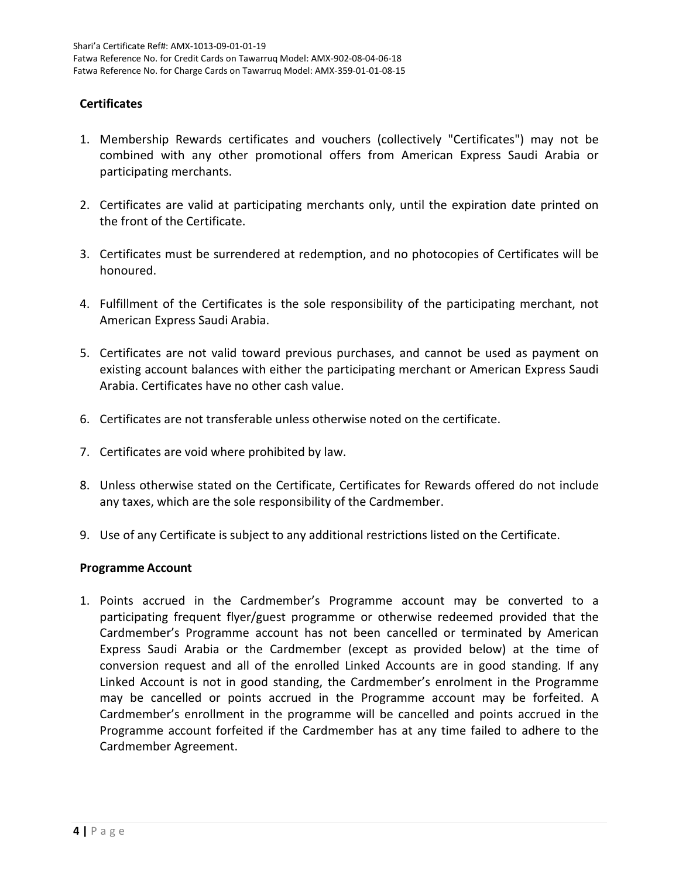Shari'a Certificate Ref#: AMX-1013-09-01-01-19
Fatwa Reference No. for Credit Cards on Tawarruq Model: AMX-902-08-04-06-18
Fatwa Reference No. for Charge Cards on Tawarruq Model: AMX-359-01-01-08-15

## Certificates

1. Membership Rewards certificates and vouchers (collectively "Certificates") may not be combined with any other promotional offers from American Express Saudi Arabia or participating merchants.

2. Certificates are valid at participating merchants only, until the expiration date printed on the front of the Certificate.

3. Certificates must be surrendered at redemption, and no photocopies of Certificates will be honoured.

4. Fulfillment of the Certificates is the sole responsibility of the participating merchant, not American Express Saudi Arabia.

5. Certificates are not valid toward previous purchases, and cannot be used as payment on existing account balances with either the participating merchant or American Express Saudi Arabia. Certificates have no other cash value.

6. Certificates are not transferable unless otherwise noted on the certificate.

7. Certificates are void where prohibited by law.

8. Unless otherwise stated on the Certificate, Certificates for Rewards offered do not include any taxes, which are the sole responsibility of the Cardmember.

9. Use of any Certificate is subject to any additional restrictions listed on the Certificate.

## Programme Account

1. Points accrued in the Cardmember's Programme account may be converted to a participating frequent flyer/guest programme or otherwise redeemed provided that the Cardmember's Programme account has not been cancelled or terminated by American Express Saudi Arabia or the Cardmember (except as provided below) at the time of conversion request and all of the enrolled Linked Accounts are in good standing. If any Linked Account is not in good standing, the Cardmember's enrolment in the Programme may be cancelled or points accrued in the Programme account may be forfeited. A Cardmember's enrollment in the programme will be cancelled and points accrued in the Programme account forfeited if the Cardmember has at any time failed to adhere to the Cardmember Agreement.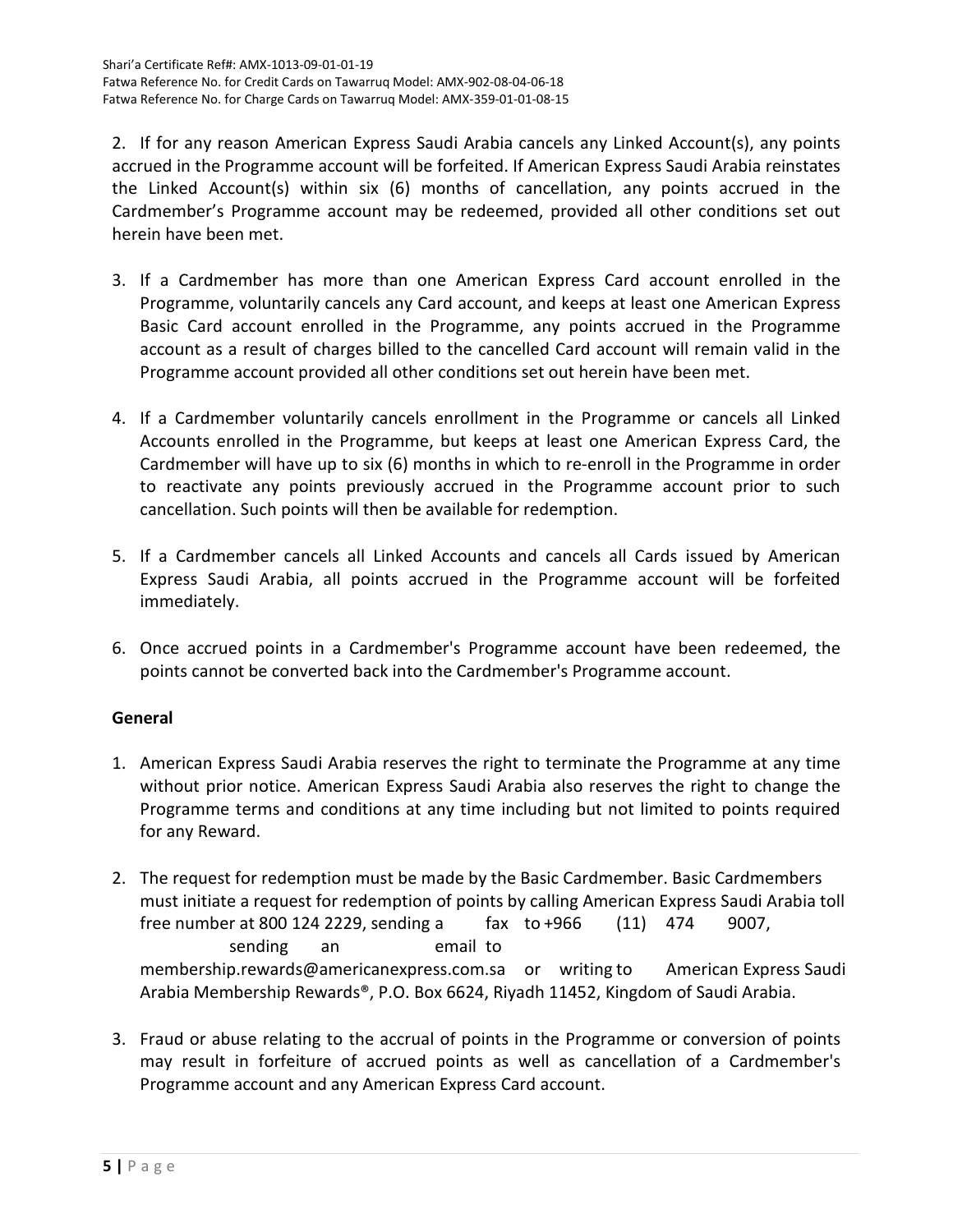2. If for any reason American Express Saudi Arabia cancels any Linked Account(s), any points accrued in the Programme account will be forfeited. If American Express Saudi Arabia reinstates the Linked Account(s) within six (6) months of cancellation, any points accrued in the Cardmember's Programme account may be redeemed, provided all other conditions set out herein have been met.

3. If a Cardmember has more than one American Express Card account enrolled in the Programme, voluntarily cancels any Card account, and keeps at least one American Express Basic Card account enrolled in the Programme, any points accrued in the Programme account as a result of charges billed to the cancelled Card account will remain valid in the Programme account provided all other conditions set out herein have been met.

4. If a Cardmember voluntarily cancels enrollment in the Programme or cancels all Linked Accounts enrolled in the Programme, but keeps at least one American Express Card, the Cardmember will have up to six (6) months in which to re-enroll in the Programme in order to reactivate any points previously accrued in the Programme account prior to such cancellation. Such points will then be available for redemption.

5. If a Cardmember cancels all Linked Accounts and cancels all Cards issued by American Express Saudi Arabia, all points accrued in the Programme account will be forfeited immediately.

6. Once accrued points in a Cardmember's Programme account have been redeemed, the points cannot be converted back into the Cardmember's Programme account.

**General**

1. American Express Saudi Arabia reserves the right to terminate the Programme at any time without prior notice. American Express Saudi Arabia also reserves the right to change the Programme terms and conditions at any time including but not limited to points required for any Reward.

2. The request for redemption must be made by the Basic Cardmember. Basic Cardmembers must initiate a request for redemption of points by calling American Express Saudi Arabia toll free number at 800 124 2229, sending a fax to +966 (11) 474 9007, sending an email to membership.rewards@americanexpress.com.sa or writing to American Express Saudi Arabia Membership Rewards®, P.O. Box 6624, Riyadh 11452, Kingdom of Saudi Arabia.

3. Fraud or abuse relating to the accrual of points in the Programme or conversion of points may result in forfeiture of accrued points as well as cancellation of a Cardmember's Programme account and any American Express Card account.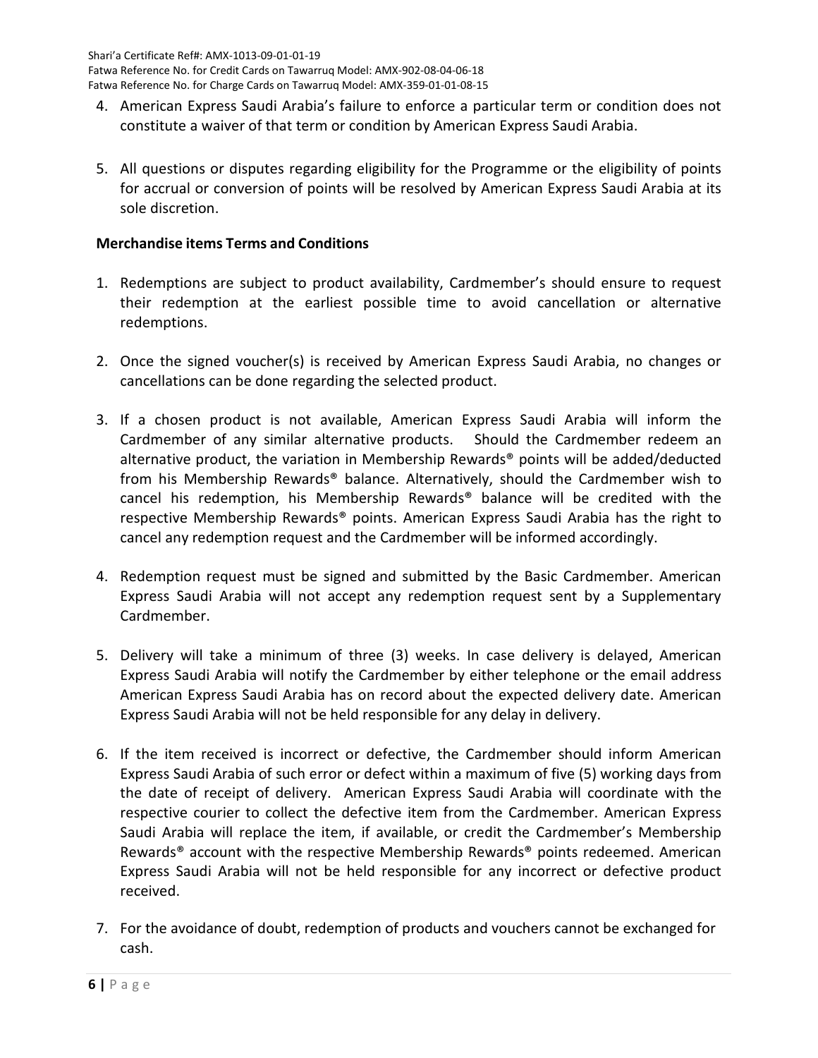4. American Express Saudi Arabia's failure to enforce a particular term or condition does not constitute a waiver of that term or condition by American Express Saudi Arabia.

5. All questions or disputes regarding eligibility for the Programme or the eligibility of points for accrual or conversion of points will be resolved by American Express Saudi Arabia at its sole discretion.

**Merchandise items Terms and Conditions**

1. Redemptions are subject to product availability, Cardmember's should ensure to request their redemption at the earliest possible time to avoid cancellation or alternative redemptions.

2. Once the signed voucher(s) is received by American Express Saudi Arabia, no changes or cancellations can be done regarding the selected product.

3. If a chosen product is not available, American Express Saudi Arabia will inform the Cardmember of any similar alternative products. Should the Cardmember redeem an alternative product, the variation in Membership Rewards® points will be added/deducted from his Membership Rewards® balance. Alternatively, should the Cardmember wish to cancel his redemption, his Membership Rewards® balance will be credited with the respective Membership Rewards® points. American Express Saudi Arabia has the right to cancel any redemption request and the Cardmember will be informed accordingly.

4. Redemption request must be signed and submitted by the Basic Cardmember. American Express Saudi Arabia will not accept any redemption request sent by a Supplementary Cardmember.

5. Delivery will take a minimum of three (3) weeks. In case delivery is delayed, American Express Saudi Arabia will notify the Cardmember by either telephone or the email address American Express Saudi Arabia has on record about the expected delivery date. American Express Saudi Arabia will not be held responsible for any delay in delivery.

6. If the item received is incorrect or defective, the Cardmember should inform American Express Saudi Arabia of such error or defect within a maximum of five (5) working days from the date of receipt of delivery. American Express Saudi Arabia will coordinate with the respective courier to collect the defective item from the Cardmember. American Express Saudi Arabia will replace the item, if available, or credit the Cardmember's Membership Rewards® account with the respective Membership Rewards® points redeemed. American Express Saudi Arabia will not be held responsible for any incorrect or defective product received.

7. For the avoidance of doubt, redemption of products and vouchers cannot be exchanged for cash.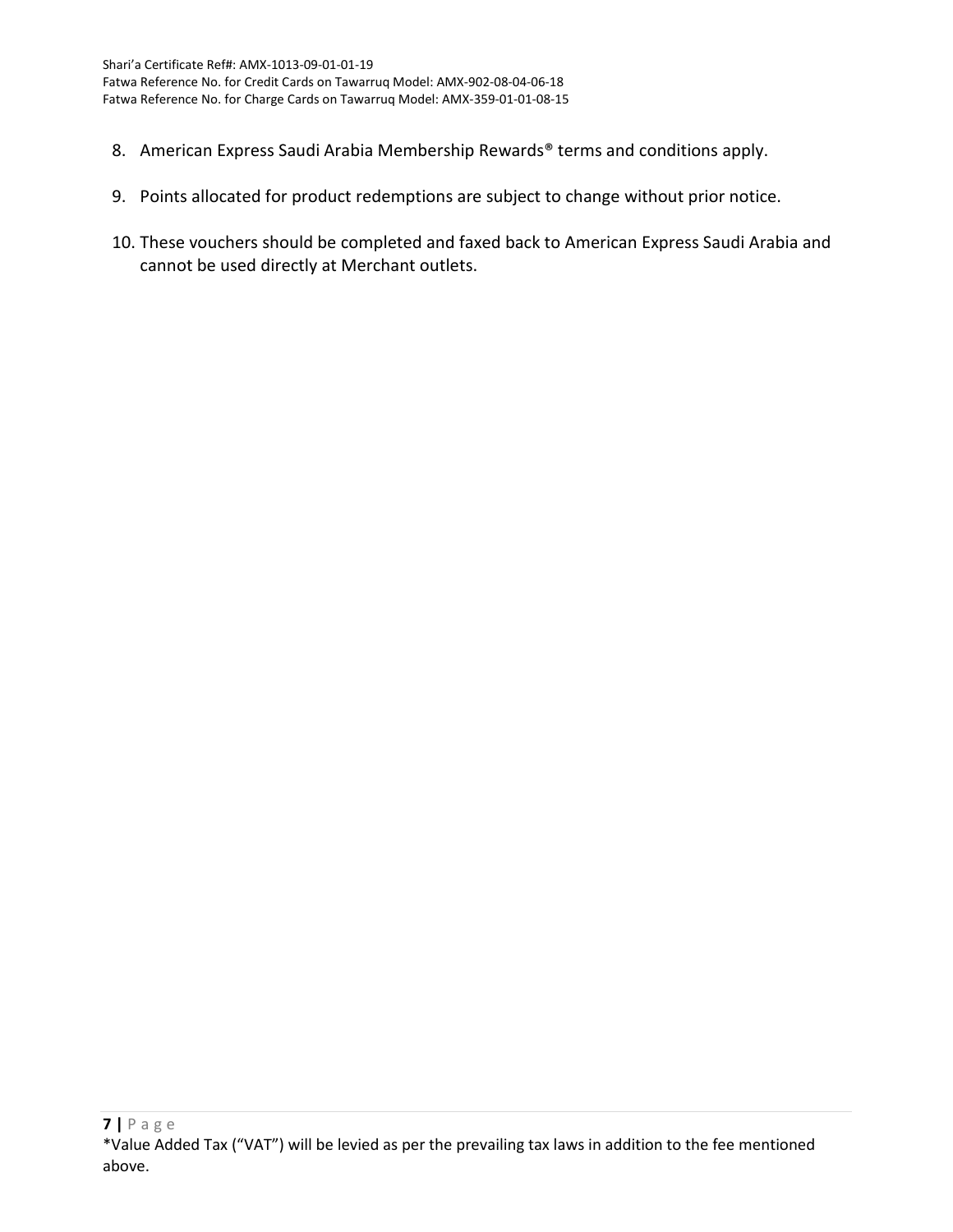8. American Express Saudi Arabia Membership Rewards® terms and conditions apply.
9. Points allocated for product redemptions are subject to change without prior notice.
10. These vouchers should be completed and faxed back to American Express Saudi Arabia and cannot be used directly at Merchant outlets.